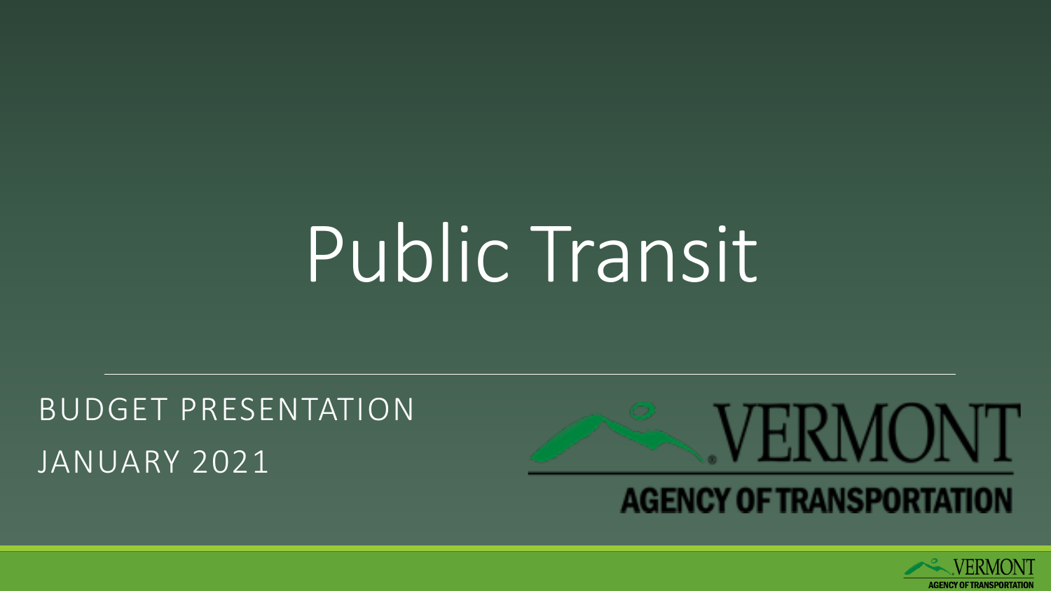# Public Transit

BUDGET PRESENTATION

JANUARY 2021

VERMONT

AGENCY OF TRANSPORTATION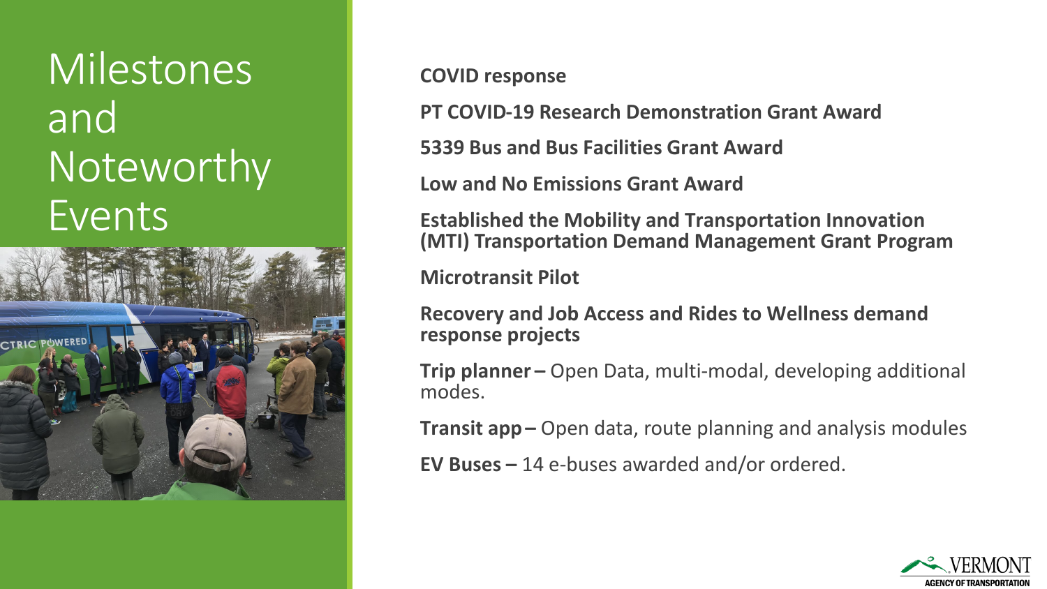# Milestones and Noteworthy Events

**COVID response**

**PT COVID-19 Research Demonstration Grant Award**

**5339 Bus and Bus Facilities Grant Award**

**Low and No Emissions Grant Award**

**Established the Mobility and Transportation Innovation (MTI) Transportation Demand Management Grant Program**

**Microtransit Pilot**

**Recovery and Job Access and Rides to Wellness demand response projects**

**Trip planner –** Open Data, multi-modal, developing additional modes.

**Transit app –** Open data, route planning and analysis modules

**EV Buses –** 14 e-buses awarded and/or ordered.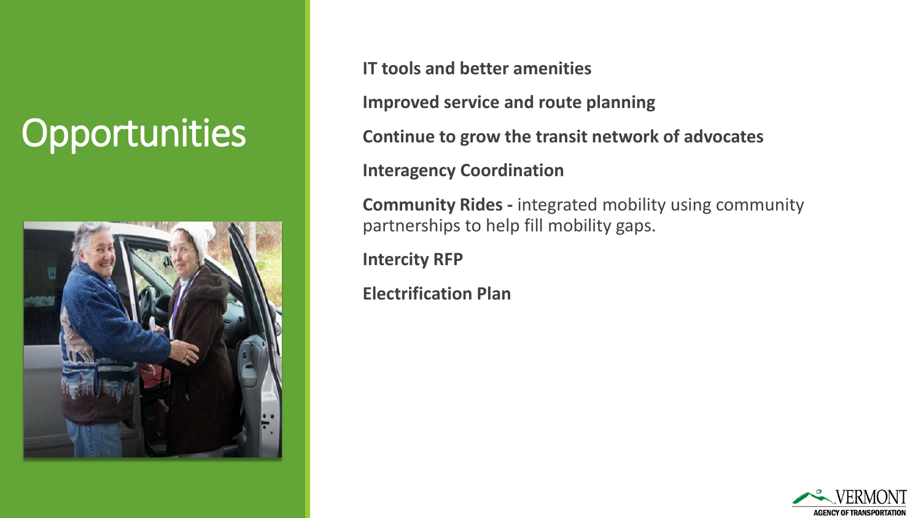# Opportunities

**IT tools and better amenities**

**Improved service and route planning**

**Continue to grow the transit network of advocates**

**Interagency Coordination**

**Community Rides -** integrated mobility using community partnerships to help fill mobility gaps.

**Intercity RFP**

**Electrification Plan**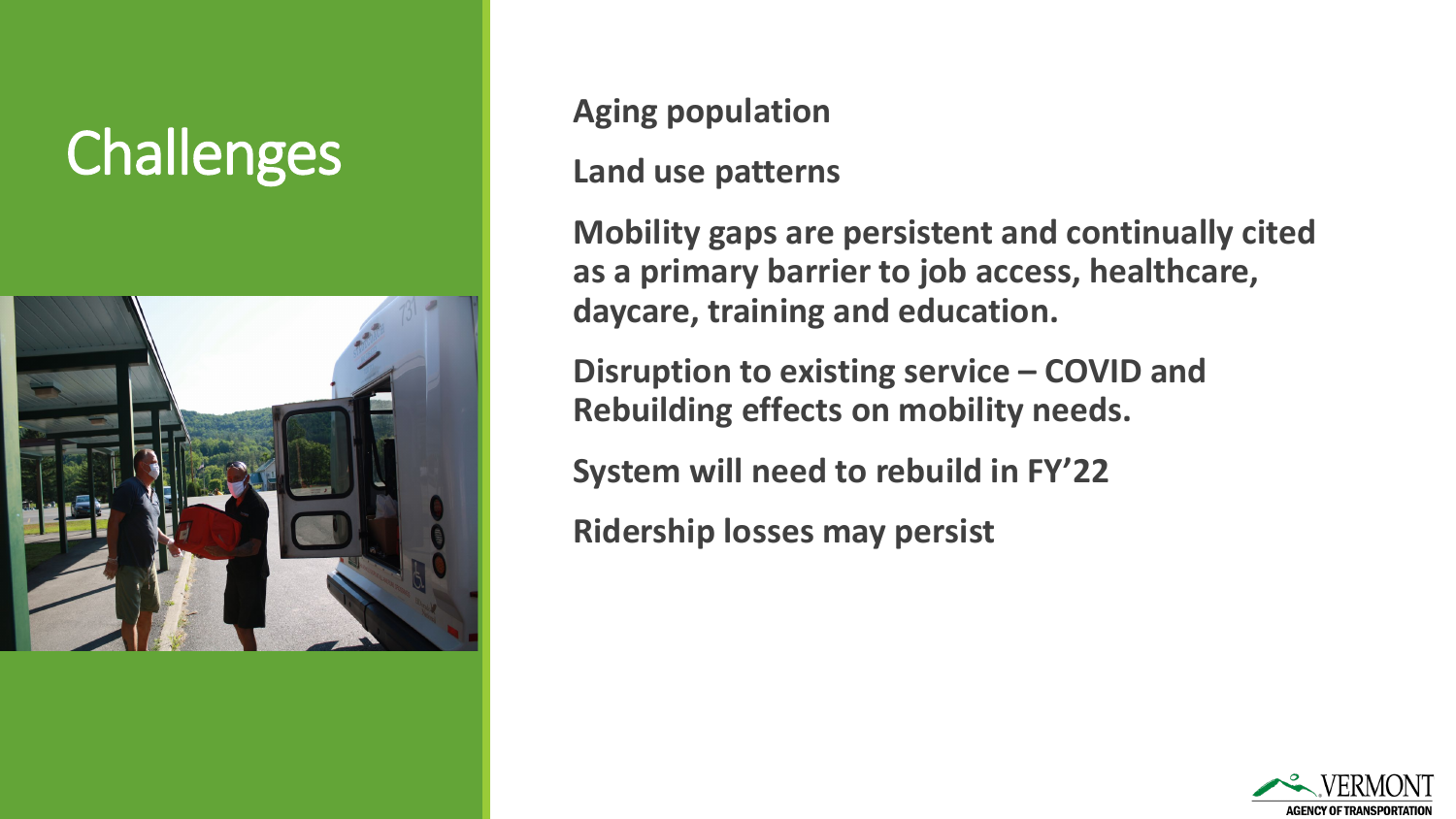# Challenges

**Aging population**

**Land use patterns**

**Mobility gaps are persistent and continually cited as a primary barrier to job access, healthcare, daycare, training and education.**

**Disruption to existing service – COVID and Rebuilding effects on mobility needs.**

**System will need to rebuild in FY'22**

**Ridership losses may persist**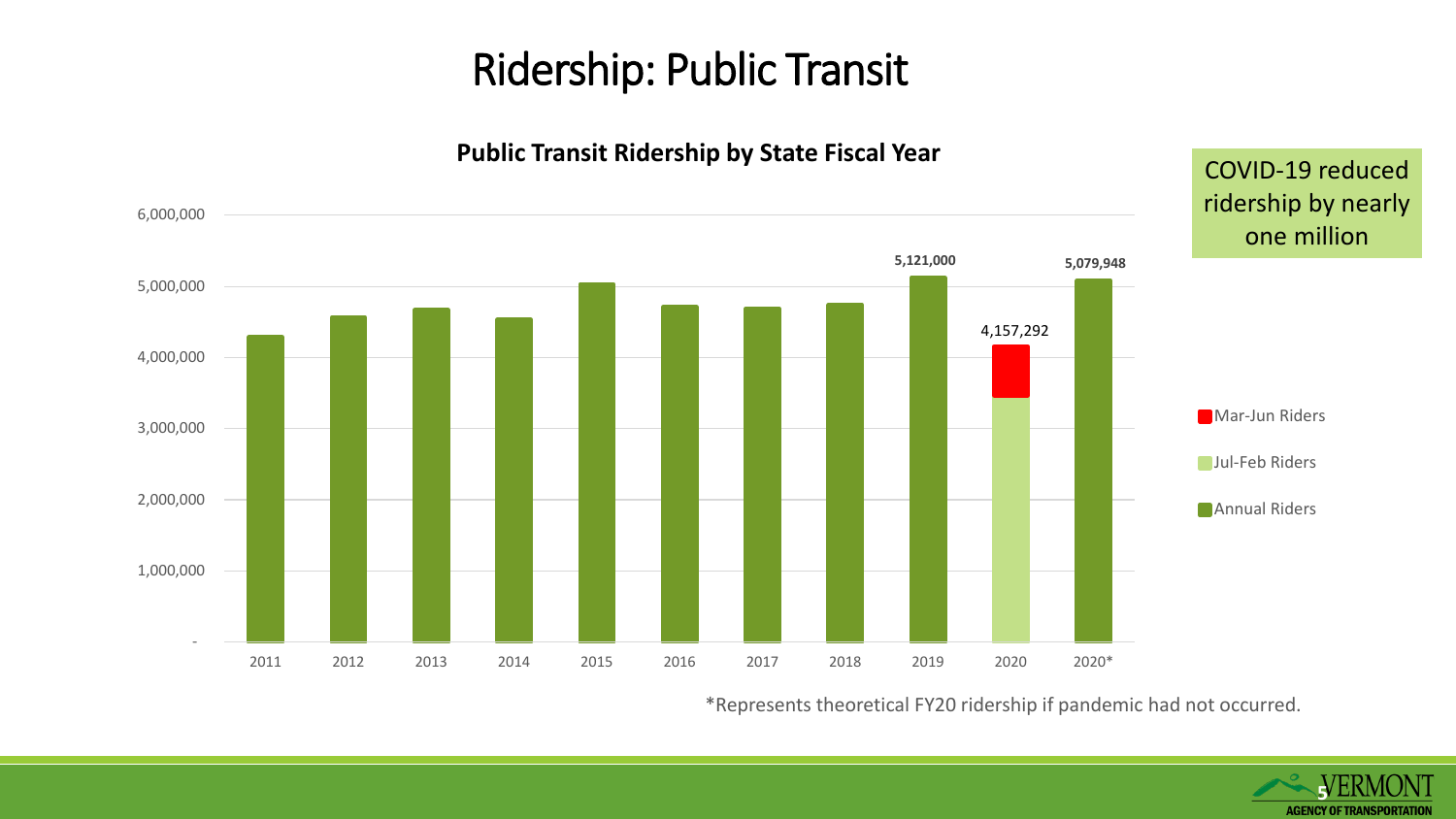# Ridership: Public Transit

**Public Transit Ridership by State Fiscal Year**

| Fiscal Year | Riders |
|---|---|
| 2019 | 5,121,000 |
| 2020 | 4,157,292 |
| 2020* | 5,079,948 |

Legend: Mar-Jun Riders; Jul-Feb Riders; Annual Riders

COVID-19 reduced ridership by nearly one million

*Represents theoretical FY20 ridership if pandemic had not occurred.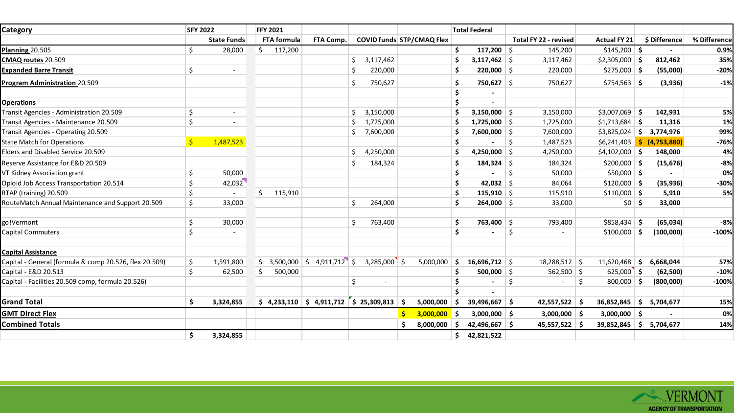| Category | SFY 2022 | FFY 2021 | | | | Total Federal | | | | |
|---|---|---|---|---|---|---|---|---|---|---|
| | State Funds | FTA formula | FTA Comp. | COVID funds | STP/CMAQ Flex | | Total FY 22 - revised | Actual FY 21 | $ Difference | % Difference |
| **Planning** 20.505 | $ 28,000 | $ 117,200 | | | | **$ 117,200** | $ 145,200 | $145,200 | $ - | 0.9% |
| **CMAQ routes** 20.509 | | | | $ 3,117,462 | | **$ 3,117,462** | $ 3,117,462 | $2,305,000 | **$ 812,462** | 35% |
| **Expanded Barre Transit** | $ - | | | $ 220,000 | | **$ 220,000** | $ 220,000 | $275,000 | **$ (55,000)** | -20% |
| **Program Administration** 20.509 | | | | $ 750,627 | | **$ 750,627** | $ 750,627 | $754,563 | **$ (3,936)** | -1% |
| | | | | | | $ - | | | | |
| **Operations** | | | | | | $ - | | | | |
| Transit Agencies - Administration 20.509 | $ - | | | $ 3,150,000 | | **$ 3,150,000** | $ 3,150,000 | $3,007,069 | **$ 142,931** | 5% |
| Transit Agencies - Maintenance 20.509 | $ - | | | $ 1,725,000 | | **$ 1,725,000** | $ 1,725,000 | $1,713,684 | **$ 11,316** | 1% |
| Transit Agencies - Operating 20.509 | | | | $ 7,600,000 | | **$ 7,600,000** | $ 7,600,000 | $3,825,024 | **$ 3,774,976** | 99% |
| State Match for Operations | $ 1,487,523 | | | | | $ - | $ 1,487,523 | $6,241,403 | **$ (4,753,880)** | -76% |
| Elders and Disabled Service 20.509 | | | | $ 4,250,000 | | **$ 4,250,000** | $ 4,250,000 | $4,102,000 | **$ 148,000** | 4% |
| Reserve Assistance for E&D 20.509 | | | | $ 184,324 | | **$ 184,324** | $ 184,324 | $200,000 | **$ (15,676)** | -8% |
| VT Kidney Association grant | $ 50,000 | | | | | $ - | $ 50,000 | $50,000 | $ - | 0% |
| Opioid Job Access Transportation 20.514 | $ 42,032 | | | | | **$ 42,032** | $ 84,064 | $120,000 | **$ (35,936)** | -30% |
| RTAP (training) 20.509 | $ - | $ 115,910 | | | | **$ 115,910** | $ 115,910 | $110,000 | **$ 5,910** | 5% |
| RouteMatch Annual Maintenance and Support 20.509 | $ 33,000 | | | $ 264,000 | | **$ 264,000** | $ 33,000 | $0 | **$ 33,000** | |
| | | | | | | | | | | |
| go!Vermont | $ 30,000 | | | $ 763,400 | | **$ 763,400** | $ 793,400 | $858,434 | **$ (65,034)** | -8% |
| Capital Commuters | $ - | | | | | $ - | $ - | $100,000 | **$ (100,000)** | -100% |
| | | | | | | | | | | |
| **Capital Assistance** | | | | | | | | | | |
| Capital - General (formula & comp 20.526, flex 20.509) | $ 1,591,800 | $ 3,500,000 | $ 4,911,712 | $ 3,285,000 | $ 5,000,000 | **$ 16,696,712** | $ 18,288,512 | $ 11,620,468 | **$ 6,668,044** | 57% |
| Capital - E&D 20.513 | $ 62,500 | $ 500,000 | | | | **$ 500,000** | $ 562,500 | $ 625,000 | **$ (62,500)** | -10% |
| Capital - Facilities 20.509 comp, formula 20.526) | | | | $ - | | $ - | $ - | $ 800,000 | **$ (800,000)** | -100% |
| | | | | | | $ - | | | | |
| **Grand Total** | **$ 3,324,855** | **$ 4,233,110** | **$ 4,911,712** | **$ 25,309,813** | **$ 5,000,000** | **$ 39,496,667** | **$ 42,557,522** | **$ 36,852,845** | **$ 5,704,677** | **15%** |
| **GMT Direct Flex** | | | | | **$ 3,000,000** | **$ 3,000,000** | **$ 3,000,000** | **$ 3,000,000** | **$ -** | **0%** |
| **Combined Totals** | | | | | **$ 8,000,000** | **$ 42,496,667** | **$ 45,557,522** | **$ 39,852,845** | **$ 5,704,677** | **14%** |
| | **$ 3,324,855** | | | | | **$ 42,821,522** | | | | |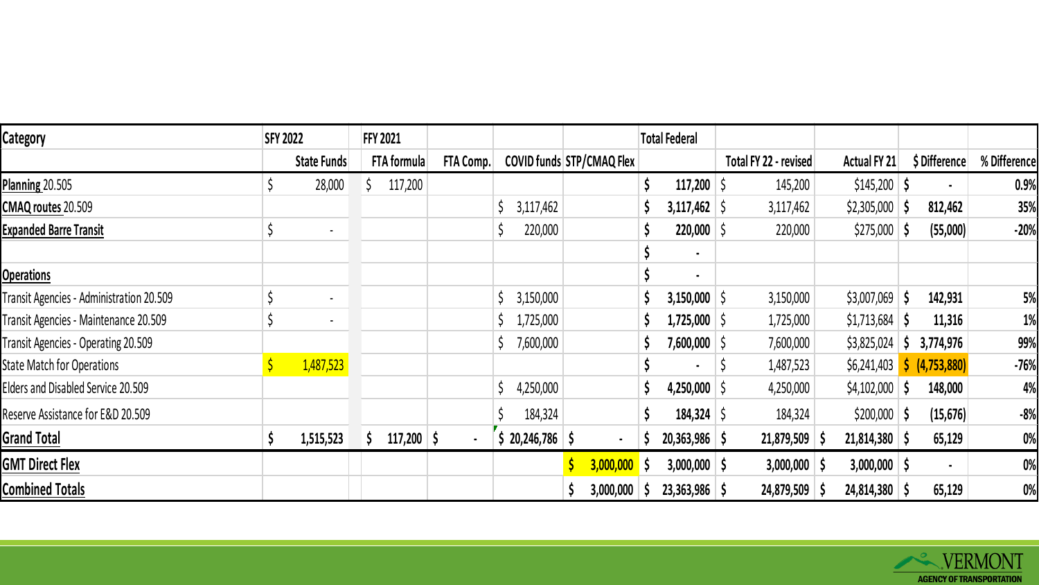| Category | SFY 2022 | FFY 2021 | | | | Total Federal | | | | |
|---|---|---|---|---|---|---|---|---|---|---|
| | State Funds | FTA formula | FTA Comp. | COVID funds | STP/CMAQ Flex | | Total FY 22 - revised | Actual FY 21 | $ Difference | % Difference |
| **Planning** 20.505 | $ 28,000 | $ 117,200 | | | | **$ 117,200** | $ 145,200 | $145,200 | $ - | **0.9%** |
| **CMAQ routes** 20.509 | | | | $ 3,117,462 | | **$ 3,117,462** | $ 3,117,462 | $2,305,000 | **$ 812,462** | **35%** |
| **Expanded Barre Transit** | $ - | | | $ 220,000 | | **$ 220,000** | $ 220,000 | $275,000 | **$ (55,000)** | **-20%** |
| | | | | | | $ - | | | | |
| **Operations** | | | | | | $ - | | | | |
| Transit Agencies - Administration 20.509 | $ - | | | $ 3,150,000 | | **$ 3,150,000** | $ 3,150,000 | $3,007,069 | **$ 142,931** | **5%** |
| Transit Agencies - Maintenance 20.509 | $ - | | | $ 1,725,000 | | **$ 1,725,000** | $ 1,725,000 | $1,713,684 | **$ 11,316** | **1%** |
| Transit Agencies - Operating 20.509 | | | | $ 7,600,000 | | **$ 7,600,000** | $ 7,600,000 | $3,825,024 | **$ 3,774,976** | **99%** |
| State Match for Operations | $ 1,487,523 | | | | | $ - | $ 1,487,523 | $6,241,403 | **$ (4,753,880)** | **-76%** |
| Elders and Disabled Service 20.509 | | | | $ 4,250,000 | | **$ 4,250,000** | $ 4,250,000 | $4,102,000 | **$ 148,000** | **4%** |
| Reserve Assistance for E&D 20.509 | | | | $ 184,324 | | **$ 184,324** | $ 184,324 | $200,000 | **$ (15,676)** | **-8%** |
| **Grand Total** | **$ 1,515,523** | **$ 117,200** | **$ -** | **$ 20,246,786** | **$ -** | **$ 20,363,986** | **$ 21,879,509** | **$ 21,814,380** | **$ 65,129** | **0%** |
| **GMT Direct Flex** | | | | | **$ 3,000,000** | **$ 3,000,000** | **$ 3,000,000** | **$ 3,000,000** | **$ -** | **0%** |
| **Combined Totals** | | | | | **$ 3,000,000** | **$ 23,363,986** | **$ 24,879,509** | **$ 24,814,380** | **$ 65,129** | **0%** |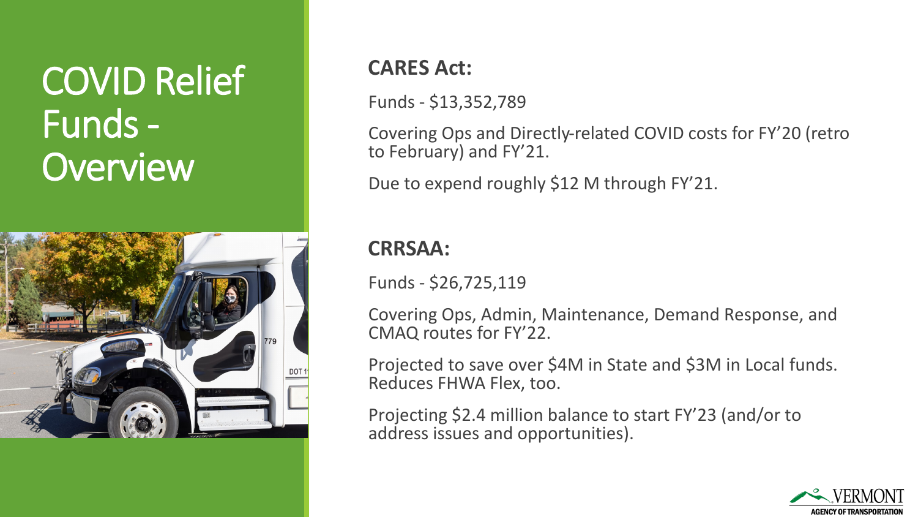# COVID Relief Funds - Overview

**CARES Act:**

Funds - $13,352,789

Covering Ops and Directly-related COVID costs for FY'20 (retro to February) and FY'21.

Due to expend roughly $12 M through FY'21.

**CRRSAA:**

Funds - $26,725,119

Covering Ops, Admin, Maintenance, Demand Response, and CMAQ routes for FY'22.

Projected to save over $4M in State and $3M in Local funds. Reduces FHWA Flex, too.

Projecting $2.4 million balance to start FY'23 (and/or to address issues and opportunities).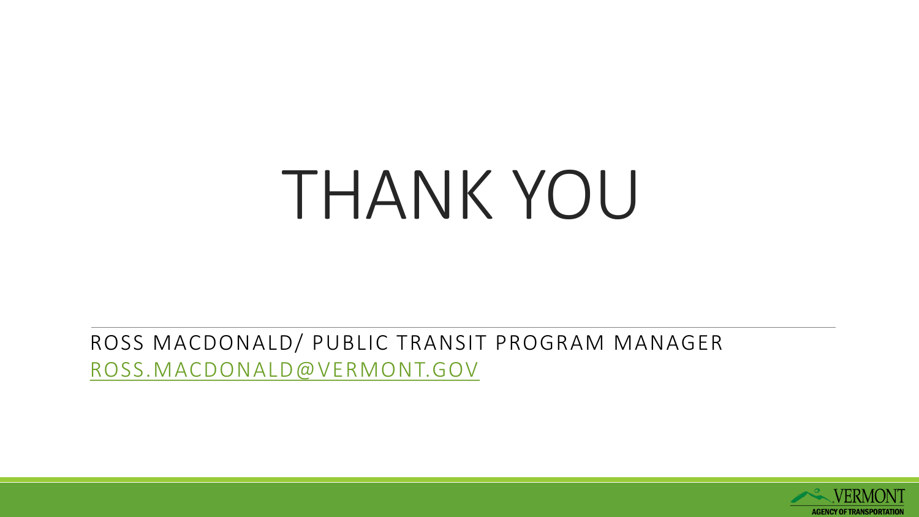# THANK YOU

ROSS MACDONALD/ PUBLIC TRANSIT PROGRAM MANAGER
ROSS.MACDONALD@VERMONT.GOV

VERMONT
AGENCY OF TRANSPORTATION